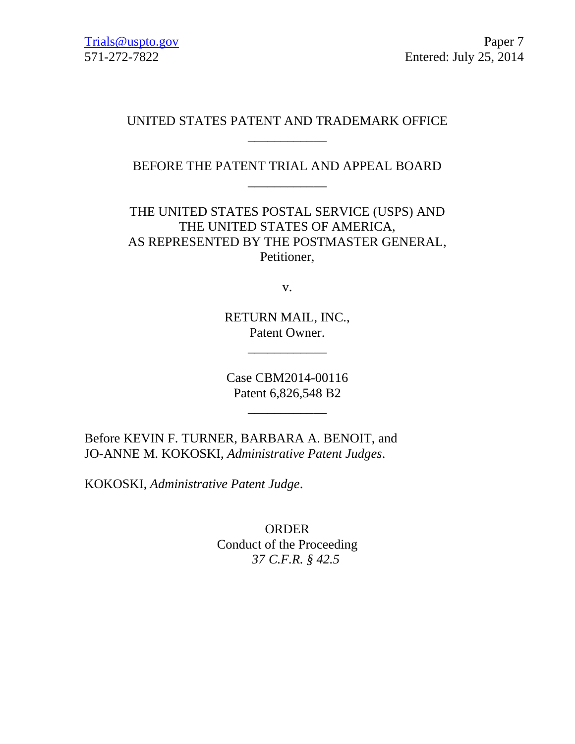Trials@uspto.gov
571-272-7822

Paper 7
Entered: July 25, 2014

UNITED STATES PATENT AND TRADEMARK OFFICE

____________

BEFORE THE PATENT TRIAL AND APPEAL BOARD

____________

THE UNITED STATES POSTAL SERVICE (USPS) AND
THE UNITED STATES OF AMERICA,
AS REPRESENTED BY THE POSTMASTER GENERAL,
Petitioner,

v.

RETURN MAIL, INC.,
Patent Owner.

____________

Case CBM2014-00116
Patent 6,826,548 B2

____________

Before KEVIN F. TURNER, BARBARA A. BENOIT, and
JO-ANNE M. KOKOSKI, *Administrative Patent Judges*.

KOKOSKI, *Administrative Patent Judge*.

ORDER
Conduct of the Proceeding
*37 C.F.R. § 42.5*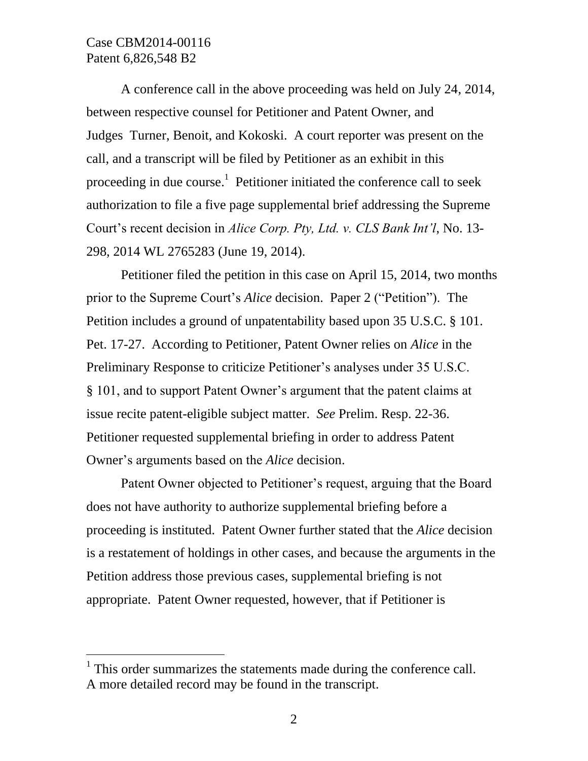A conference call in the above proceeding was held on July 24, 2014, between respective counsel for Petitioner and Patent Owner, and Judges Turner, Benoit, and Kokoski. A court reporter was present on the call, and a transcript will be filed by Petitioner as an exhibit in this proceeding in due course.[1] Petitioner initiated the conference call to seek authorization to file a five page supplemental brief addressing the Supreme Court's recent decision in *Alice Corp. Pty, Ltd. v. CLS Bank Int'l*, No. 13-298, 2014 WL 2765283 (June 19, 2014).

Petitioner filed the petition in this case on April 15, 2014, two months prior to the Supreme Court's *Alice* decision. Paper 2 ("Petition"). The Petition includes a ground of unpatentability based upon 35 U.S.C. § 101. Pet. 17-27. According to Petitioner, Patent Owner relies on *Alice* in the Preliminary Response to criticize Petitioner's analyses under 35 U.S.C. § 101, and to support Patent Owner's argument that the patent claims at issue recite patent-eligible subject matter. *See* Prelim. Resp. 22-36. Petitioner requested supplemental briefing in order to address Patent Owner's arguments based on the *Alice* decision.

Patent Owner objected to Petitioner's request, arguing that the Board does not have authority to authorize supplemental briefing before a proceeding is instituted. Patent Owner further stated that the *Alice* decision is a restatement of holdings in other cases, and because the arguments in the Petition address those previous cases, supplemental briefing is not appropriate. Patent Owner requested, however, that if Petitioner is

[1] This order summarizes the statements made during the conference call. A more detailed record may be found in the transcript.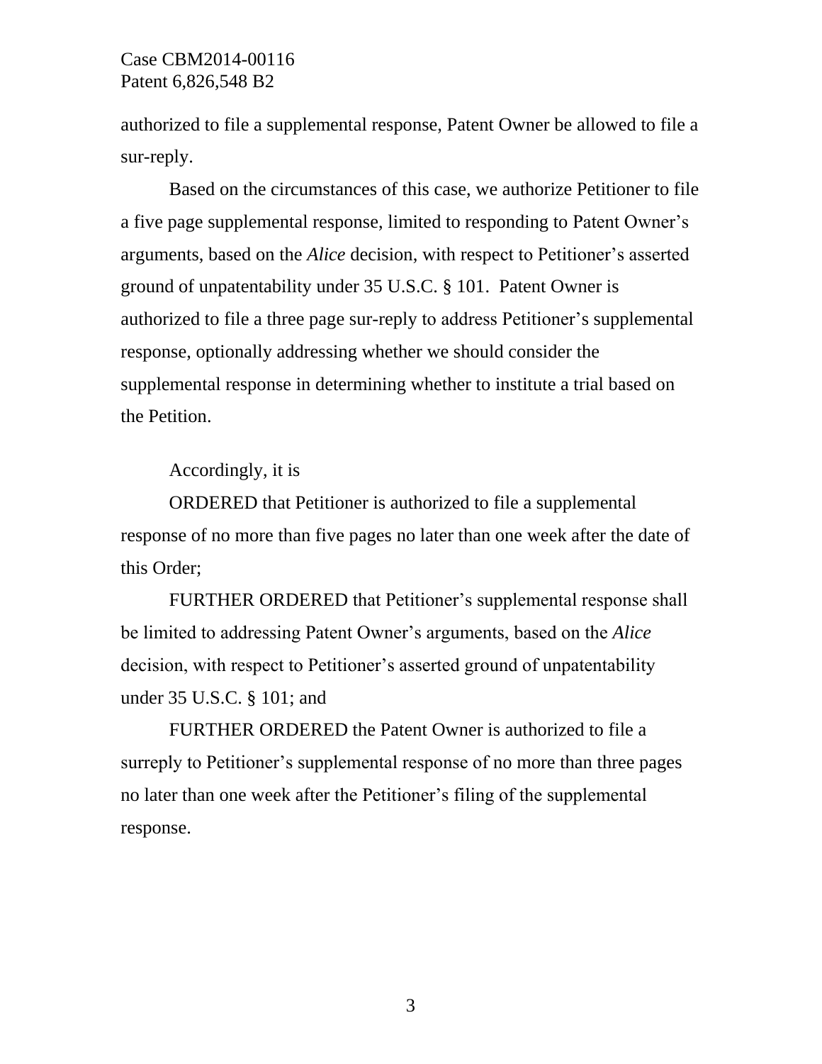authorized to file a supplemental response, Patent Owner be allowed to file a sur-reply.

Based on the circumstances of this case, we authorize Petitioner to file a five page supplemental response, limited to responding to Patent Owner's arguments, based on the *Alice* decision, with respect to Petitioner's asserted ground of unpatentability under 35 U.S.C. § 101. Patent Owner is authorized to file a three page sur-reply to address Petitioner's supplemental response, optionally addressing whether we should consider the supplemental response in determining whether to institute a trial based on the Petition.

Accordingly, it is

ORDERED that Petitioner is authorized to file a supplemental response of no more than five pages no later than one week after the date of this Order;

FURTHER ORDERED that Petitioner's supplemental response shall be limited to addressing Patent Owner's arguments, based on the *Alice* decision, with respect to Petitioner's asserted ground of unpatentability under 35 U.S.C. § 101; and

FURTHER ORDERED the Patent Owner is authorized to file a surreply to Petitioner's supplemental response of no more than three pages no later than one week after the Petitioner's filing of the supplemental response.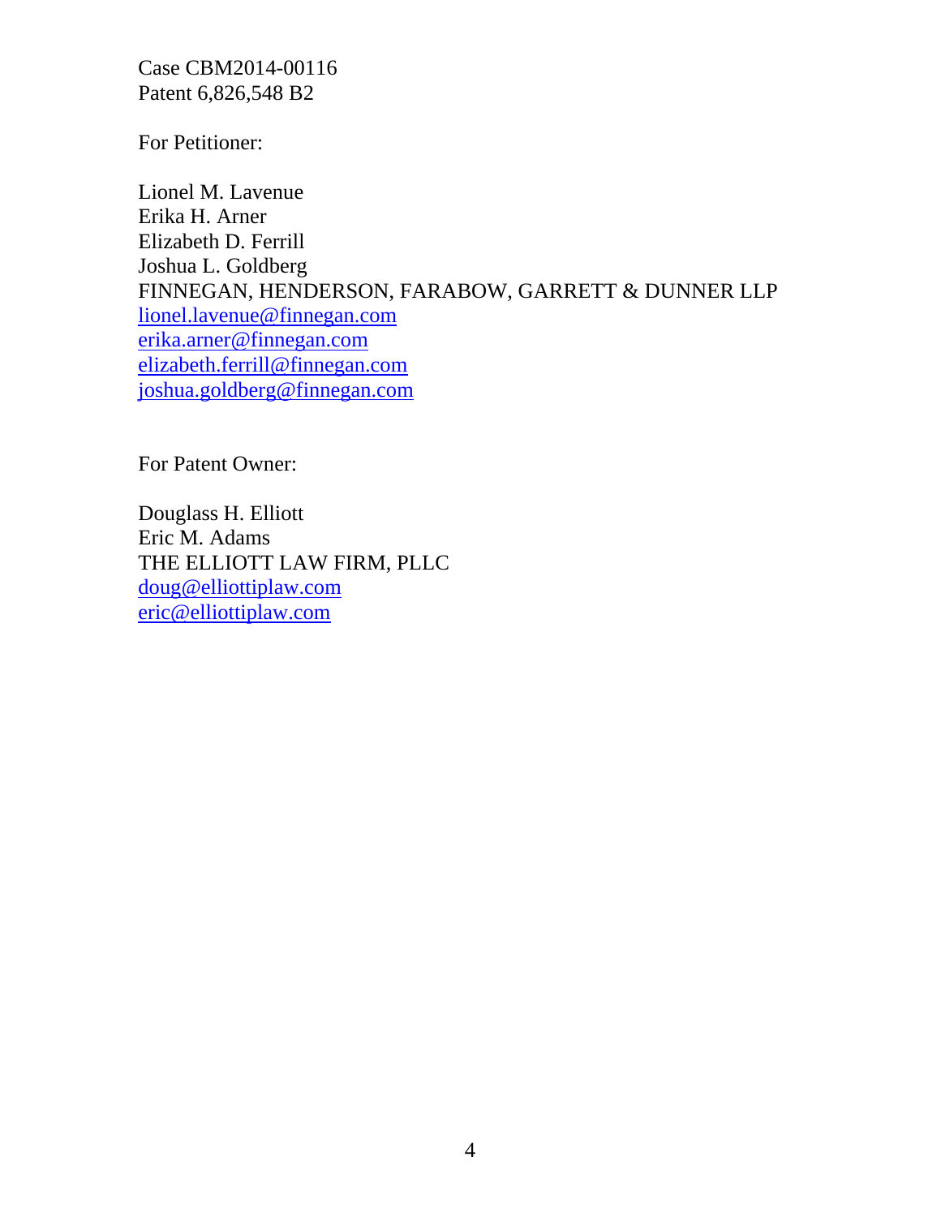Case CBM2014-00116
Patent 6,826,548 B2

For Petitioner:

Lionel M. Lavenue
Erika H. Arner
Elizabeth D. Ferrill
Joshua L. Goldberg
FINNEGAN, HENDERSON, FARABOW, GARRETT & DUNNER LLP
lionel.lavenue@finnegan.com
erika.arner@finnegan.com
elizabeth.ferrill@finnegan.com
joshua.goldberg@finnegan.com

For Patent Owner:

Douglass H. Elliott
Eric M. Adams
THE ELLIOTT LAW FIRM, PLLC
doug@elliottiplaw.com
eric@elliottiplaw.com